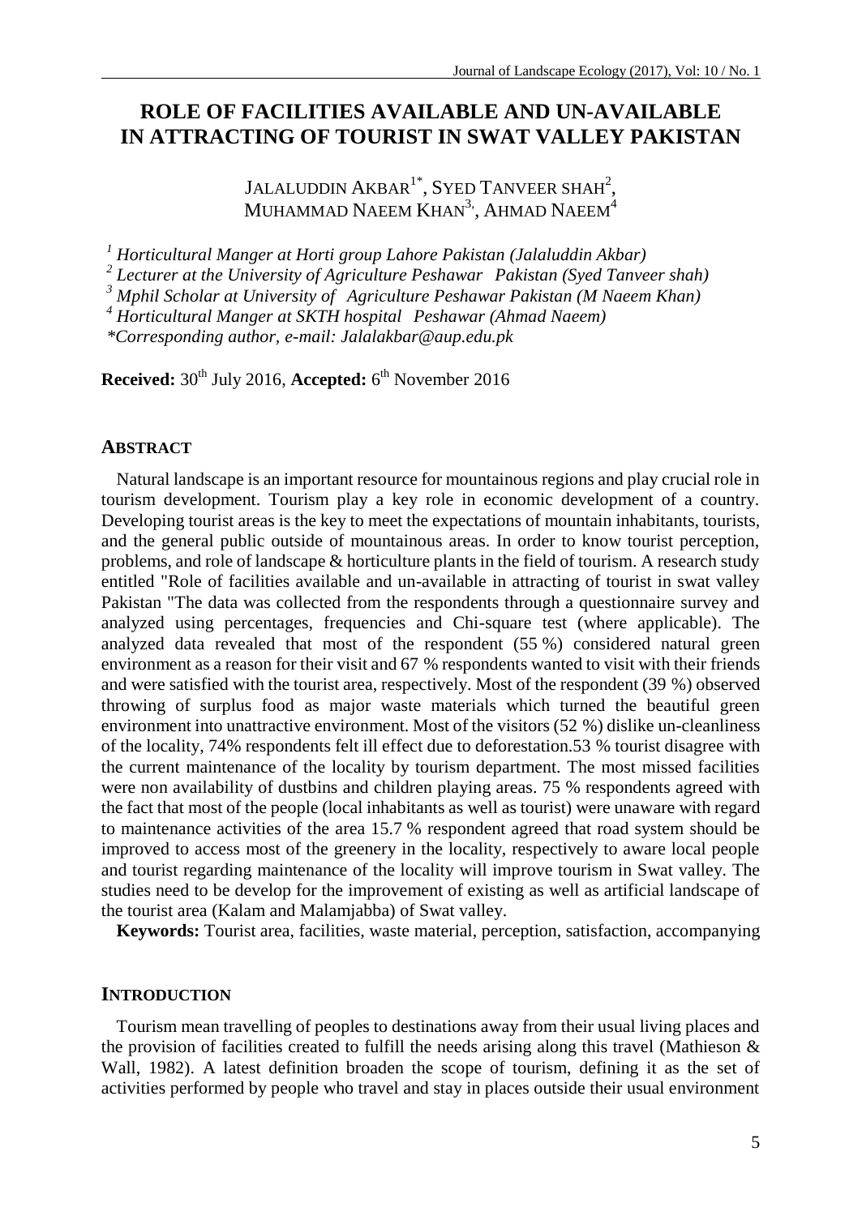# ROLE OF FACILITIES AVAILABLE AND UN-AVAILABLE IN ATTRACTING OF TOURIST IN SWAT VALLEY PAKISTAN

JALALUDDIN AKBAR[1*], SYED TANVEER SHAH[2], MUHAMMAD NAEEM KHAN[3], AHMAD NAEEM[4]

[1] *Horticultural Manger at Horti group Lahore Pakistan (Jalaluddin Akbar)*
[2] *Lecturer at the University of Agriculture Peshawar Pakistan (Syed Tanveer shah)*
[3] *Mphil Scholar at University of Agriculture Peshawar Pakistan (M Naeem Khan)*
[4] *Horticultural Manger at SKTH hospital Peshawar (Ahmad Naeem)*
*\*Corresponding author, e-mail: Jalalakbar@aup.edu.pk*

**Received:** 30th July 2016, **Accepted:** 6th November 2016

## ABSTRACT

Natural landscape is an important resource for mountainous regions and play crucial role in tourism development. Tourism play a key role in economic development of a country. Developing tourist areas is the key to meet the expectations of mountain inhabitants, tourists, and the general public outside of mountainous areas. In order to know tourist perception, problems, and role of landscape & horticulture plants in the field of tourism. A research study entitled "Role of facilities available and un-available in attracting of tourist in swat valley Pakistan "The data was collected from the respondents through a questionnaire survey and analyzed using percentages, frequencies and Chi-square test (where applicable). The analyzed data revealed that most of the respondent (55 %) considered natural green environment as a reason for their visit and 67 % respondents wanted to visit with their friends and were satisfied with the tourist area, respectively. Most of the respondent (39 %) observed throwing of surplus food as major waste materials which turned the beautiful green environment into unattractive environment. Most of the visitors (52 %) dislike un-cleanliness of the locality, 74% respondents felt ill effect due to deforestation.53 % tourist disagree with the current maintenance of the locality by tourism department. The most missed facilities were non availability of dustbins and children playing areas. 75 % respondents agreed with the fact that most of the people (local inhabitants as well as tourist) were unaware with regard to maintenance activities of the area 15.7 % respondent agreed that road system should be improved to access most of the greenery in the locality, respectively to aware local people and tourist regarding maintenance of the locality will improve tourism in Swat valley. The studies need to be develop for the improvement of existing as well as artificial landscape of the tourist area (Kalam and Malamjabba) of Swat valley.

**Keywords:** Tourist area, facilities, waste material, perception, satisfaction, accompanying

## INTRODUCTION

Tourism mean travelling of peoples to destinations away from their usual living places and the provision of facilities created to fulfill the needs arising along this travel (Mathieson & Wall, 1982). A latest definition broaden the scope of tourism, defining it as the set of activities performed by people who travel and stay in places outside their usual environment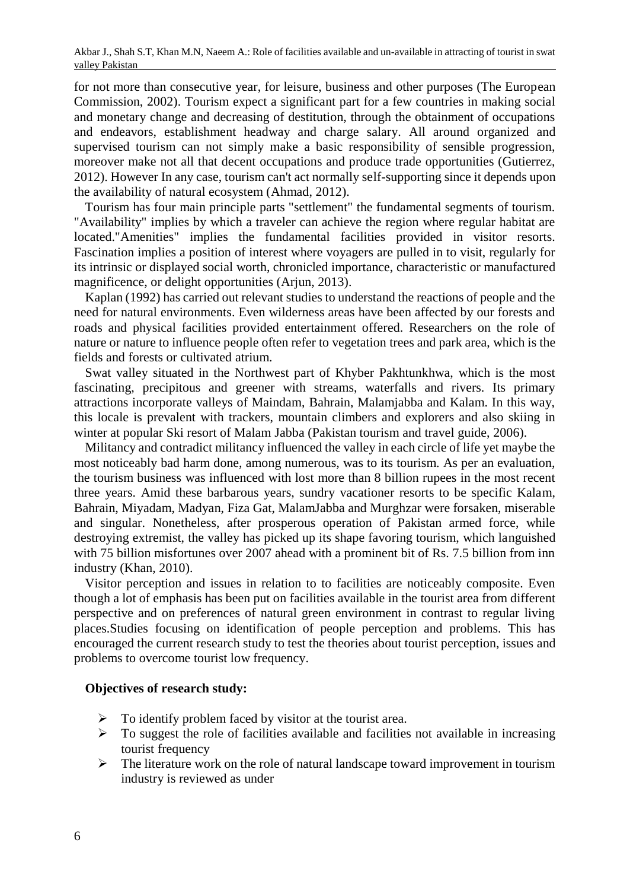for not more than consecutive year, for leisure, business and other purposes (The European Commission, 2002). Tourism expect a significant part for a few countries in making social and monetary change and decreasing of destitution, through the obtainment of occupations and endeavors, establishment headway and charge salary. All around organized and supervised tourism can not simply make a basic responsibility of sensible progression, moreover make not all that decent occupations and produce trade opportunities (Gutierrez, 2012). However In any case, tourism can't act normally self-supporting since it depends upon the availability of natural ecosystem (Ahmad, 2012).

Tourism has four main principle parts "settlement" the fundamental segments of tourism. "Availability" implies by which a traveler can achieve the region where regular habitat are located."Amenities" implies the fundamental facilities provided in visitor resorts. Fascination implies a position of interest where voyagers are pulled in to visit, regularly for its intrinsic or displayed social worth, chronicled importance, characteristic or manufactured magnificence, or delight opportunities (Arjun, 2013).

Kaplan (1992) has carried out relevant studies to understand the reactions of people and the need for natural environments. Even wilderness areas have been affected by our forests and roads and physical facilities provided entertainment offered. Researchers on the role of nature or nature to influence people often refer to vegetation trees and park area, which is the fields and forests or cultivated atrium.

Swat valley situated in the Northwest part of Khyber Pakhtunkhwa, which is the most fascinating, precipitous and greener with streams, waterfalls and rivers. Its primary attractions incorporate valleys of Maindam, Bahrain, Malamjabba and Kalam. In this way, this locale is prevalent with trackers, mountain climbers and explorers and also skiing in winter at popular Ski resort of Malam Jabba (Pakistan tourism and travel guide, 2006).

Militancy and contradict militancy influenced the valley in each circle of life yet maybe the most noticeably bad harm done, among numerous, was to its tourism. As per an evaluation, the tourism business was influenced with lost more than 8 billion rupees in the most recent three years. Amid these barbarous years, sundry vacationer resorts to be specific Kalam, Bahrain, Miyadam, Madyan, Fiza Gat, MalamJabba and Murghzar were forsaken, miserable and singular. Nonetheless, after prosperous operation of Pakistan armed force, while destroying extremist, the valley has picked up its shape favoring tourism, which languished with 75 billion misfortunes over 2007 ahead with a prominent bit of Rs. 7.5 billion from inn industry (Khan, 2010).

Visitor perception and issues in relation to to facilities are noticeably composite. Even though a lot of emphasis has been put on facilities available in the tourist area from different perspective and on preferences of natural green environment in contrast to regular living places.Studies focusing on identification of people perception and problems. This has encouraged the current research study to test the theories about tourist perception, issues and problems to overcome tourist low frequency.

**Objectives of research study:**

- To identify problem faced by visitor at the tourist area.
- To suggest the role of facilities available and facilities not available in increasing tourist frequency
- The literature work on the role of natural landscape toward improvement in tourism industry is reviewed as under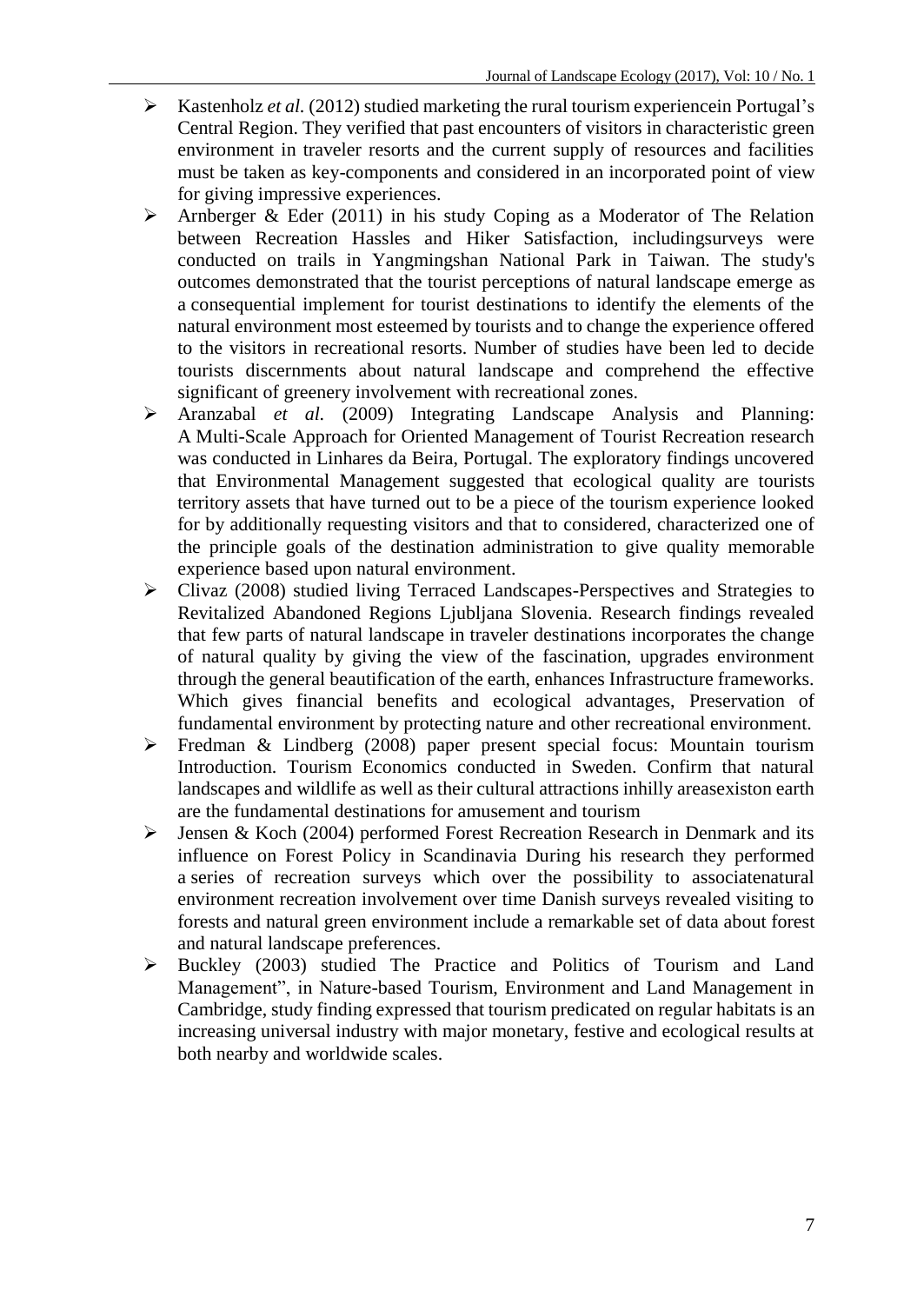- Kastenholz *et al.* (2012) studied marketing the rural tourism experiencein Portugal's Central Region. They verified that past encounters of visitors in characteristic green environment in traveler resorts and the current supply of resources and facilities must be taken as key-components and considered in an incorporated point of view for giving impressive experiences.
- Arnberger & Eder (2011) in his study Coping as a Moderator of The Relation between Recreation Hassles and Hiker Satisfaction, includingsurveys were conducted on trails in Yangmingshan National Park in Taiwan. The study's outcomes demonstrated that the tourist perceptions of natural landscape emerge as a consequential implement for tourist destinations to identify the elements of the natural environment most esteemed by tourists and to change the experience offered to the visitors in recreational resorts. Number of studies have been led to decide tourists discernments about natural landscape and comprehend the effective significant of greenery involvement with recreational zones.
- Aranzabal *et al.* (2009) Integrating Landscape Analysis and Planning: A Multi-Scale Approach for Oriented Management of Tourist Recreation research was conducted in Linhares da Beira, Portugal. The exploratory findings uncovered that Environmental Management suggested that ecological quality are tourists territory assets that have turned out to be a piece of the tourism experience looked for by additionally requesting visitors and that to considered, characterized one of the principle goals of the destination administration to give quality memorable experience based upon natural environment.
- Clivaz (2008) studied living Terraced Landscapes-Perspectives and Strategies to Revitalized Abandoned Regions Ljubljana Slovenia. Research findings revealed that few parts of natural landscape in traveler destinations incorporates the change of natural quality by giving the view of the fascination, upgrades environment through the general beautification of the earth, enhances Infrastructure frameworks. Which gives financial benefits and ecological advantages, Preservation of fundamental environment by protecting nature and other recreational environment.
- Fredman & Lindberg (2008) paper present special focus: Mountain tourism Introduction. Tourism Economics conducted in Sweden. Confirm that natural landscapes and wildlife as well as their cultural attractions inhilly areasexiston earth are the fundamental destinations for amusement and tourism
- Jensen & Koch (2004) performed Forest Recreation Research in Denmark and its influence on Forest Policy in Scandinavia During his research they performed a series of recreation surveys which over the possibility to associatenatural environment recreation involvement over time Danish surveys revealed visiting to forests and natural green environment include a remarkable set of data about forest and natural landscape preferences.
- Buckley (2003) studied The Practice and Politics of Tourism and Land Management", in Nature-based Tourism, Environment and Land Management in Cambridge, study finding expressed that tourism predicated on regular habitats is an increasing universal industry with major monetary, festive and ecological results at both nearby and worldwide scales.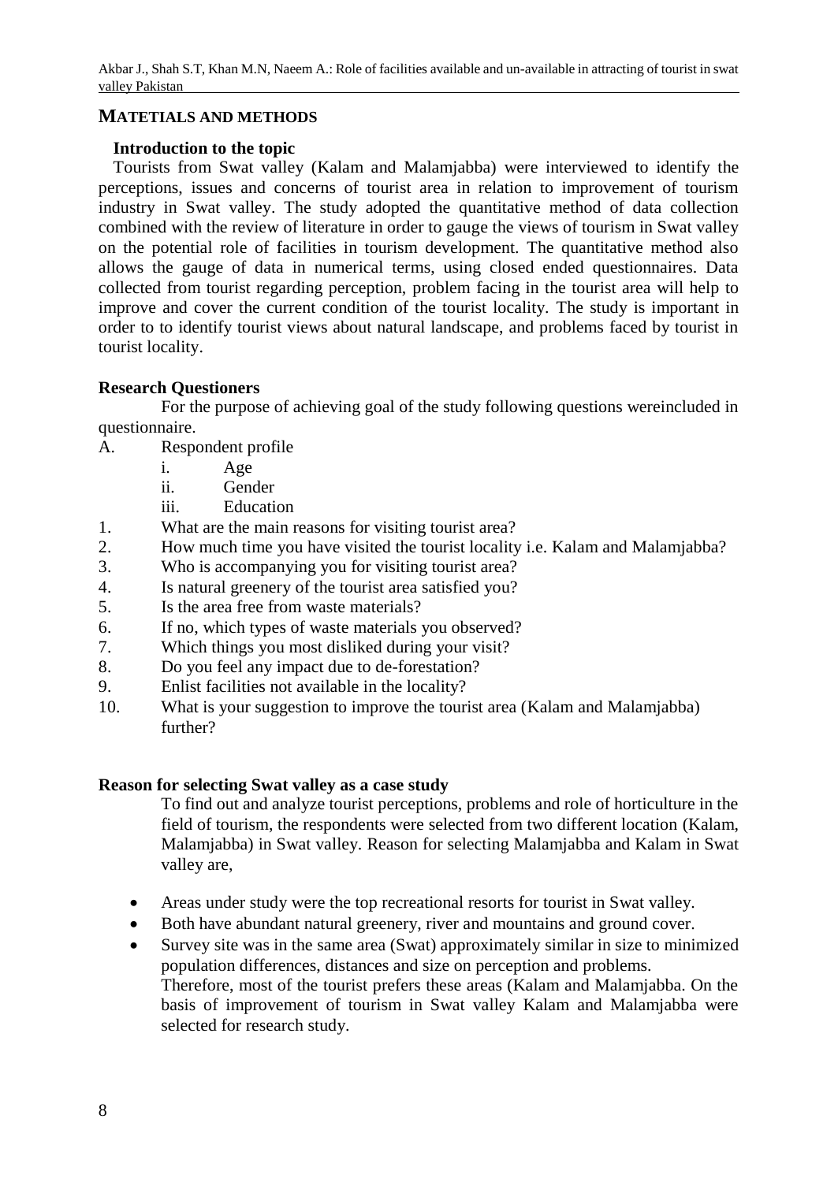## MATETIALS AND METHODS

### Introduction to the topic

Tourists from Swat valley (Kalam and Malamjabba) were interviewed to identify the perceptions, issues and concerns of tourist area in relation to improvement of tourism industry in Swat valley. The study adopted the quantitative method of data collection combined with the review of literature in order to gauge the views of tourism in Swat valley on the potential role of facilities in tourism development. The quantitative method also allows the gauge of data in numerical terms, using closed ended questionnaires. Data collected from tourist regarding perception, problem facing in the tourist area will help to improve and cover the current condition of the tourist locality. The study is important in order to to identify tourist views about natural landscape, and problems faced by tourist in tourist locality.

### Research Questioners

For the purpose of achieving goal of the study following questions wereincluded in questionnaire.

A. Respondent profile
   - i. Age
   - ii. Gender
   - iii. Education

1. What are the main reasons for visiting tourist area?
2. How much time you have visited the tourist locality i.e. Kalam and Malamjabba?
3. Who is accompanying you for visiting tourist area?
4. Is natural greenery of the tourist area satisfied you?
5. Is the area free from waste materials?
6. If no, which types of waste materials you observed?
7. Which things you most disliked during your visit?
8. Do you feel any impact due to de-forestation?
9. Enlist facilities not available in the locality?
10. What is your suggestion to improve the tourist area (Kalam and Malamjabba) further?

### Reason for selecting Swat valley as a case study

To find out and analyze tourist perceptions, problems and role of horticulture in the field of tourism, the respondents were selected from two different location (Kalam, Malamjabba) in Swat valley. Reason for selecting Malamjabba and Kalam in Swat valley are,

- Areas under study were the top recreational resorts for tourist in Swat valley.
- Both have abundant natural greenery, river and mountains and ground cover.
- Survey site was in the same area (Swat) approximately similar in size to minimized population differences, distances and size on perception and problems.
  Therefore, most of the tourist prefers these areas (Kalam and Malamjabba. On the basis of improvement of tourism in Swat valley Kalam and Malamjabba were selected for research study.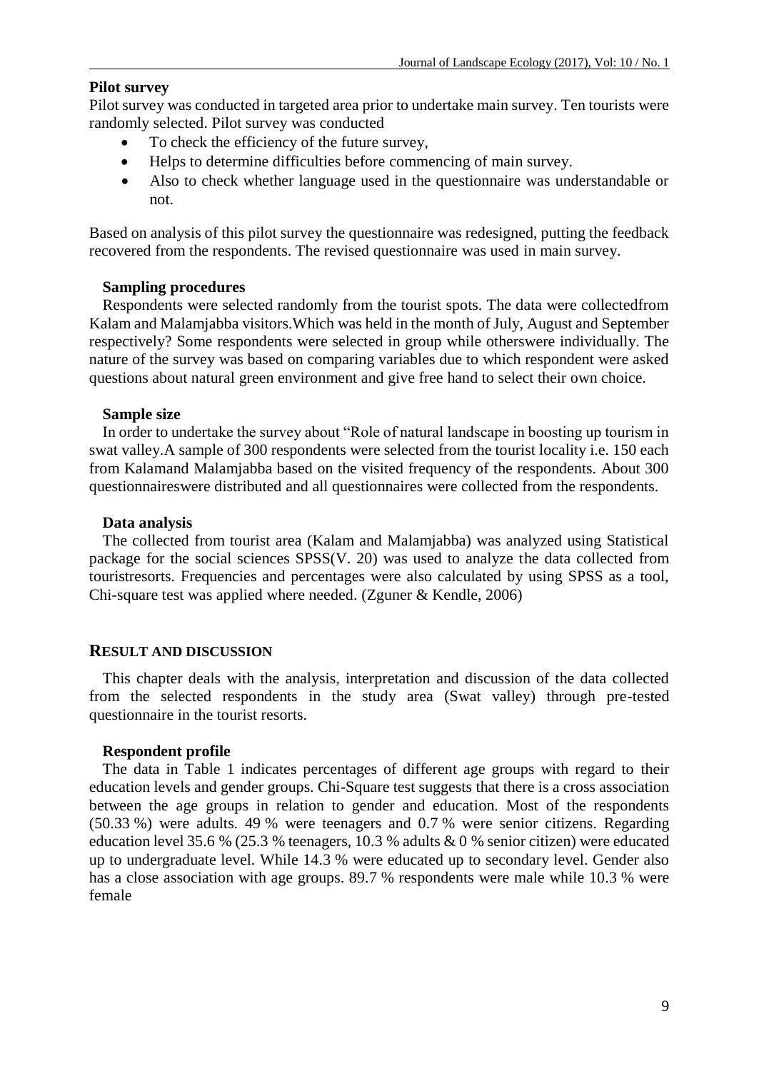### Pilot survey

Pilot survey was conducted in targeted area prior to undertake main survey. Ten tourists were randomly selected. Pilot survey was conducted

- To check the efficiency of the future survey,
- Helps to determine difficulties before commencing of main survey.
- Also to check whether language used in the questionnaire was understandable or not.

Based on analysis of this pilot survey the questionnaire was redesigned, putting the feedback recovered from the respondents. The revised questionnaire was used in main survey.

### Sampling procedures

Respondents were selected randomly from the tourist spots. The data were collectedfrom Kalam and Malamjabba visitors.Which was held in the month of July, August and September respectively? Some respondents were selected in group while otherswere individually. The nature of the survey was based on comparing variables due to which respondent were asked questions about natural green environment and give free hand to select their own choice.

### Sample size

In order to undertake the survey about "Role of natural landscape in boosting up tourism in swat valley.A sample of 300 respondents were selected from the tourist locality i.e. 150 each from Kalamand Malamjabba based on the visited frequency of the respondents. About 300 questionnaireswere distributed and all questionnaires were collected from the respondents.

### Data analysis

The collected from tourist area (Kalam and Malamjabba) was analyzed using Statistical package for the social sciences SPSS(V. 20) was used to analyze the data collected from touristresorts. Frequencies and percentages were also calculated by using SPSS as a tool, Chi-square test was applied where needed. (Zguner & Kendle, 2006)

## RESULT AND DISCUSSION

This chapter deals with the analysis, interpretation and discussion of the data collected from the selected respondents in the study area (Swat valley) through pre-tested questionnaire in the tourist resorts.

### Respondent profile

The data in Table 1 indicates percentages of different age groups with regard to their education levels and gender groups. Chi-Square test suggests that there is a cross association between the age groups in relation to gender and education. Most of the respondents (50.33 %) were adults. 49 % were teenagers and 0.7 % were senior citizens. Regarding education level 35.6 % (25.3 % teenagers, 10.3 % adults & 0 % senior citizen) were educated up to undergraduate level. While 14.3 % were educated up to secondary level. Gender also has a close association with age groups. 89.7 % respondents were male while 10.3 % were female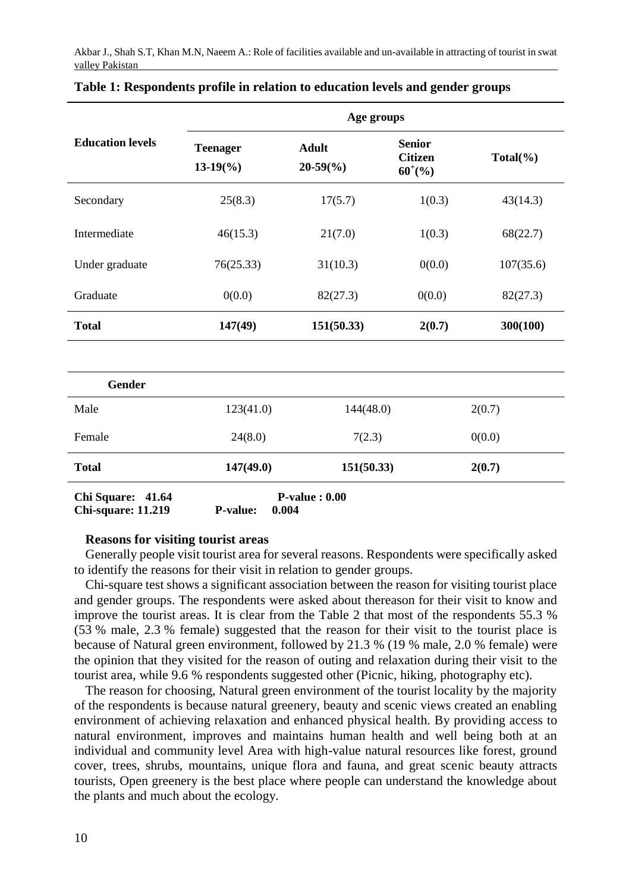**Table 1: Respondents profile in relation to education levels and gender groups**

| Education levels | Age groups | | | |
|---|---|---|---|---|
| | Teenager 13-19(%) | Adult 20-59(%) | Senior Citizen $60^{+}$(%) | Total(%) |
| Secondary | 25(8.3) | 17(5.7) | 1(0.3) | 43(14.3) |
| Intermediate | 46(15.3) | 21(7.0) | 1(0.3) | 68(22.7) |
| Under graduate | 76(25.33) | 31(10.3) | 0(0.0) | 107(35.6) |
| Graduate | 0(0.0) | 82(27.3) | 0(0.0) | 82(27.3) |
| **Total** | **147(49)** | **151(50.33)** | **2(0.7)** | **300(100)** |
| **Gender** | | | | |
| Male | 123(41.0) | 144(48.0) | 2(0.7) | |
| Female | 24(8.0) | 7(2.3) | 0(0.0) | |
| **Total** | **147(49.0)** | **151(50.33)** | **2(0.7)** | |

**Chi Square: 41.64** **P-value : 0.00**
**Chi-square: 11.219** **P-value: 0.004**

### Reasons for visiting tourist areas

Generally people visit tourist area for several reasons. Respondents were specifically asked to identify the reasons for their visit in relation to gender groups.

Chi-square test shows a significant association between the reason for visiting tourist place and gender groups. The respondents were asked about thereason for their visit to know and improve the tourist areas. It is clear from the Table 2 that most of the respondents 55.3 % (53 % male, 2.3 % female) suggested that the reason for their visit to the tourist place is because of Natural green environment, followed by 21.3 % (19 % male, 2.0 % female) were the opinion that they visited for the reason of outing and relaxation during their visit to the tourist area, while 9.6 % respondents suggested other (Picnic, hiking, photography etc).

The reason for choosing, Natural green environment of the tourist locality by the majority of the respondents is because natural greenery, beauty and scenic views created an enabling environment of achieving relaxation and enhanced physical health. By providing access to natural environment, improves and maintains human health and well being both at an individual and community level Area with high-value natural resources like forest, ground cover, trees, shrubs, mountains, unique flora and fauna, and great scenic beauty attracts tourists, Open greenery is the best place where people can understand the knowledge about the plants and much about the ecology.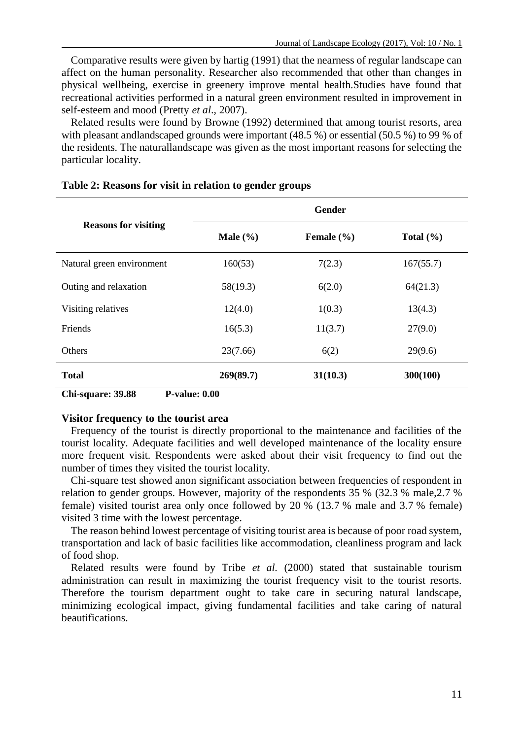Comparative results were given by hartig (1991) that the nearness of regular landscape can affect on the human personality. Researcher also recommended that other than changes in physical wellbeing, exercise in greenery improve mental health.Studies have found that recreational activities performed in a natural green environment resulted in improvement in self-esteem and mood (Pretty *et al*., 2007).

Related results were found by Browne (1992) determined that among tourist resorts, area with pleasant andlandscaped grounds were important (48.5 %) or essential (50.5 %) to 99 % of the residents. The naturallandscape was given as the most important reasons for selecting the particular locality.

**Table 2: Reasons for visit in relation to gender groups**

| Reasons for visiting | Gender | | |
|---|---|---|---|
| | Male (%) | Female (%) | Total (%) |
| Natural green environment | 160(53) | 7(2.3) | 167(55.7) |
| Outing and relaxation | 58(19.3) | 6(2.0) | 64(21.3) |
| Visiting relatives | 12(4.0) | 1(0.3) | 13(4.3) |
| Friends | 16(5.3) | 11(3.7) | 27(9.0) |
| Others | 23(7.66) | 6(2) | 29(9.6) |
| **Total** | **269(89.7)** | **31(10.3)** | **300(100)** |

**Chi-square: 39.88 P-value: 0.00**

### Visitor frequency to the tourist area

Frequency of the tourist is directly proportional to the maintenance and facilities of the tourist locality. Adequate facilities and well developed maintenance of the locality ensure more frequent visit. Respondents were asked about their visit frequency to find out the number of times they visited the tourist locality.

Chi-square test showed anon significant association between frequencies of respondent in relation to gender groups. However, majority of the respondents 35 % (32.3 % male,2.7 % female) visited tourist area only once followed by 20 % (13.7 % male and 3.7 % female) visited 3 time with the lowest percentage.

The reason behind lowest percentage of visiting tourist area is because of poor road system, transportation and lack of basic facilities like accommodation, cleanliness program and lack of food shop.

Related results were found by Tribe *et al.* (2000) stated that sustainable tourism administration can result in maximizing the tourist frequency visit to the tourist resorts. Therefore the tourism department ought to take care in securing natural landscape, minimizing ecological impact, giving fundamental facilities and take caring of natural beautifications.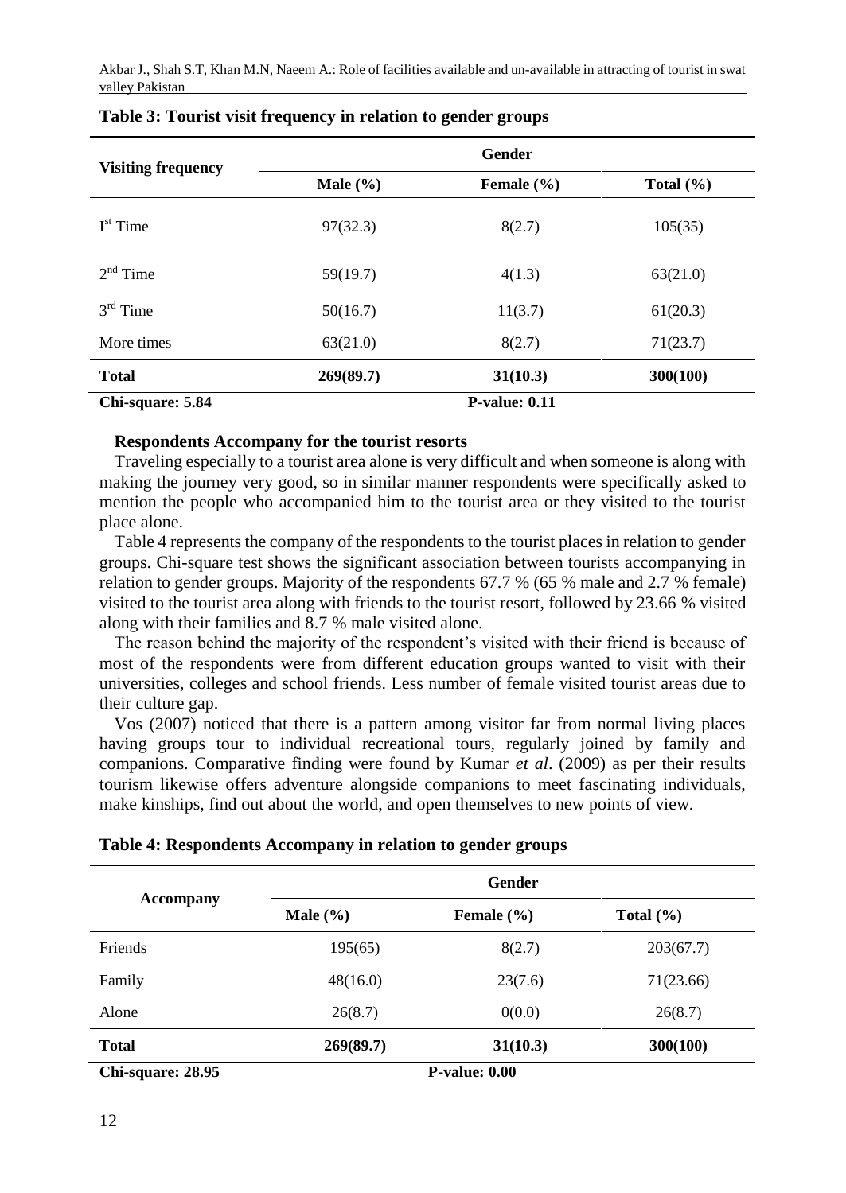**Table 3: Tourist visit frequency in relation to gender groups**

| Visiting frequency | Gender | | |
|---|---|---|---|
| | Male (%) | Female (%) | Total (%) |
| I$^{st}$ Time | 97(32.3) | 8(2.7) | 105(35) |
| 2$^{nd}$ Time | 59(19.7) | 4(1.3) | 63(21.0) |
| 3$^{rd}$ Time | 50(16.7) | 11(3.7) | 61(20.3) |
| More times | 63(21.0) | 8(2.7) | 71(23.7) |
| **Total** | **269(89.7)** | **31(10.3)** | **300(100)** |
| **Chi-square: 5.84** | | **P-value: 0.11** | |

**Respondents Accompany for the tourist resorts**

Traveling especially to a tourist area alone is very difficult and when someone is along with making the journey very good, so in similar manner respondents were specifically asked to mention the people who accompanied him to the tourist area or they visited to the tourist place alone.

Table 4 represents the company of the respondents to the tourist places in relation to gender groups. Chi-square test shows the significant association between tourists accompanying in relation to gender groups. Majority of the respondents 67.7 % (65 % male and 2.7 % female) visited to the tourist area along with friends to the tourist resort, followed by 23.66 % visited along with their families and 8.7 % male visited alone.

The reason behind the majority of the respondent's visited with their friend is because of most of the respondents were from different education groups wanted to visit with their universities, colleges and school friends. Less number of female visited tourist areas due to their culture gap.

Vos (2007) noticed that there is a pattern among visitor far from normal living places having groups tour to individual recreational tours, regularly joined by family and companions. Comparative finding were found by Kumar *et al*. (2009) as per their results tourism likewise offers adventure alongside companions to meet fascinating individuals, make kinships, find out about the world, and open themselves to new points of view.

**Table 4: Respondents Accompany in relation to gender groups**

| Accompany | Gender | | |
|---|---|---|---|
| | Male (%) | Female (%) | Total (%) |
| Friends | 195(65) | 8(2.7) | 203(67.7) |
| Family | 48(16.0) | 23(7.6) | 71(23.66) |
| Alone | 26(8.7) | 0(0.0) | 26(8.7) |
| **Total** | **269(89.7)** | **31(10.3)** | **300(100)** |
| **Chi-square: 28.95** | | **P-value: 0.00** | |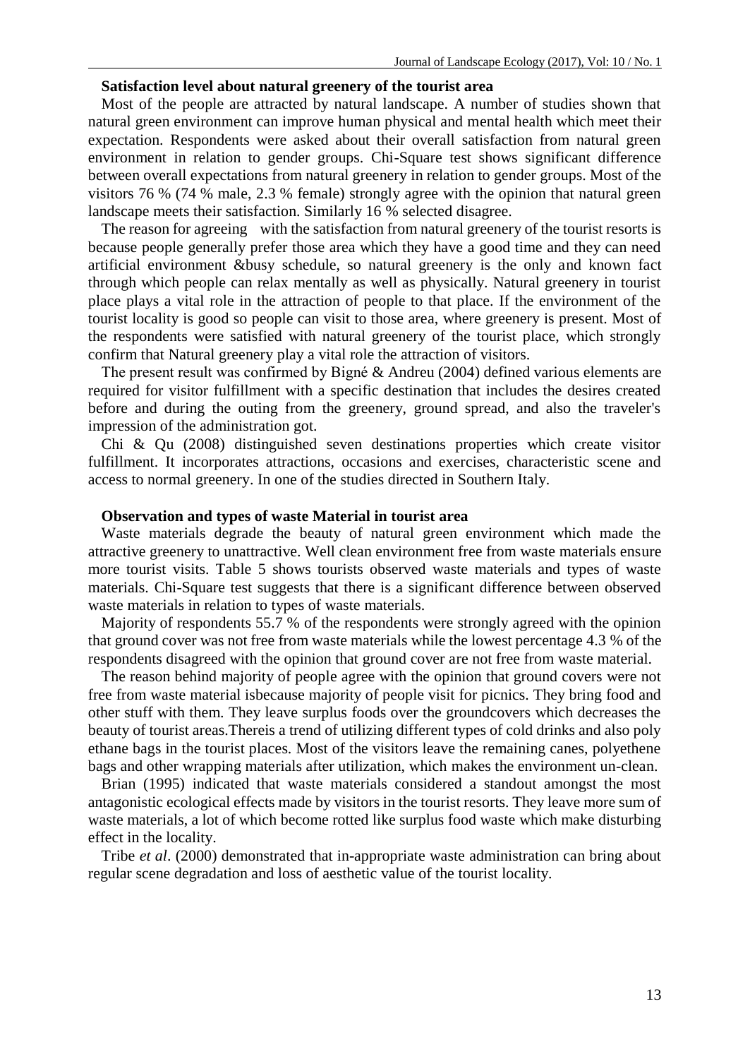**Satisfaction level about natural greenery of the tourist area**

Most of the people are attracted by natural landscape. A number of studies shown that natural green environment can improve human physical and mental health which meet their expectation. Respondents were asked about their overall satisfaction from natural green environment in relation to gender groups. Chi-Square test shows significant difference between overall expectations from natural greenery in relation to gender groups. Most of the visitors 76 % (74 % male, 2.3 % female) strongly agree with the opinion that natural green landscape meets their satisfaction. Similarly 16 % selected disagree.

The reason for agreeing with the satisfaction from natural greenery of the tourist resorts is because people generally prefer those area which they have a good time and they can need artificial environment &busy schedule, so natural greenery is the only and known fact through which people can relax mentally as well as physically. Natural greenery in tourist place plays a vital role in the attraction of people to that place. If the environment of the tourist locality is good so people can visit to those area, where greenery is present. Most of the respondents were satisfied with natural greenery of the tourist place, which strongly confirm that Natural greenery play a vital role the attraction of visitors.

The present result was confirmed by Bigné & Andreu (2004) defined various elements are required for visitor fulfillment with a specific destination that includes the desires created before and during the outing from the greenery, ground spread, and also the traveler's impression of the administration got.

Chi & Qu (2008) distinguished seven destinations properties which create visitor fulfillment. It incorporates attractions, occasions and exercises, characteristic scene and access to normal greenery. In one of the studies directed in Southern Italy.

**Observation and types of waste Material in tourist area**

Waste materials degrade the beauty of natural green environment which made the attractive greenery to unattractive. Well clean environment free from waste materials ensure more tourist visits. Table 5 shows tourists observed waste materials and types of waste materials. Chi-Square test suggests that there is a significant difference between observed waste materials in relation to types of waste materials.

Majority of respondents 55.7 % of the respondents were strongly agreed with the opinion that ground cover was not free from waste materials while the lowest percentage 4.3 % of the respondents disagreed with the opinion that ground cover are not free from waste material.

The reason behind majority of people agree with the opinion that ground covers were not free from waste material isbecause majority of people visit for picnics. They bring food and other stuff with them. They leave surplus foods over the groundcovers which decreases the beauty of tourist areas.Thereis a trend of utilizing different types of cold drinks and also poly ethane bags in the tourist places. Most of the visitors leave the remaining canes, polyethene bags and other wrapping materials after utilization, which makes the environment un-clean.

Brian (1995) indicated that waste materials considered a standout amongst the most antagonistic ecological effects made by visitors in the tourist resorts. They leave more sum of waste materials, a lot of which become rotted like surplus food waste which make disturbing effect in the locality.

Tribe *et al*. (2000) demonstrated that in-appropriate waste administration can bring about regular scene degradation and loss of aesthetic value of the tourist locality.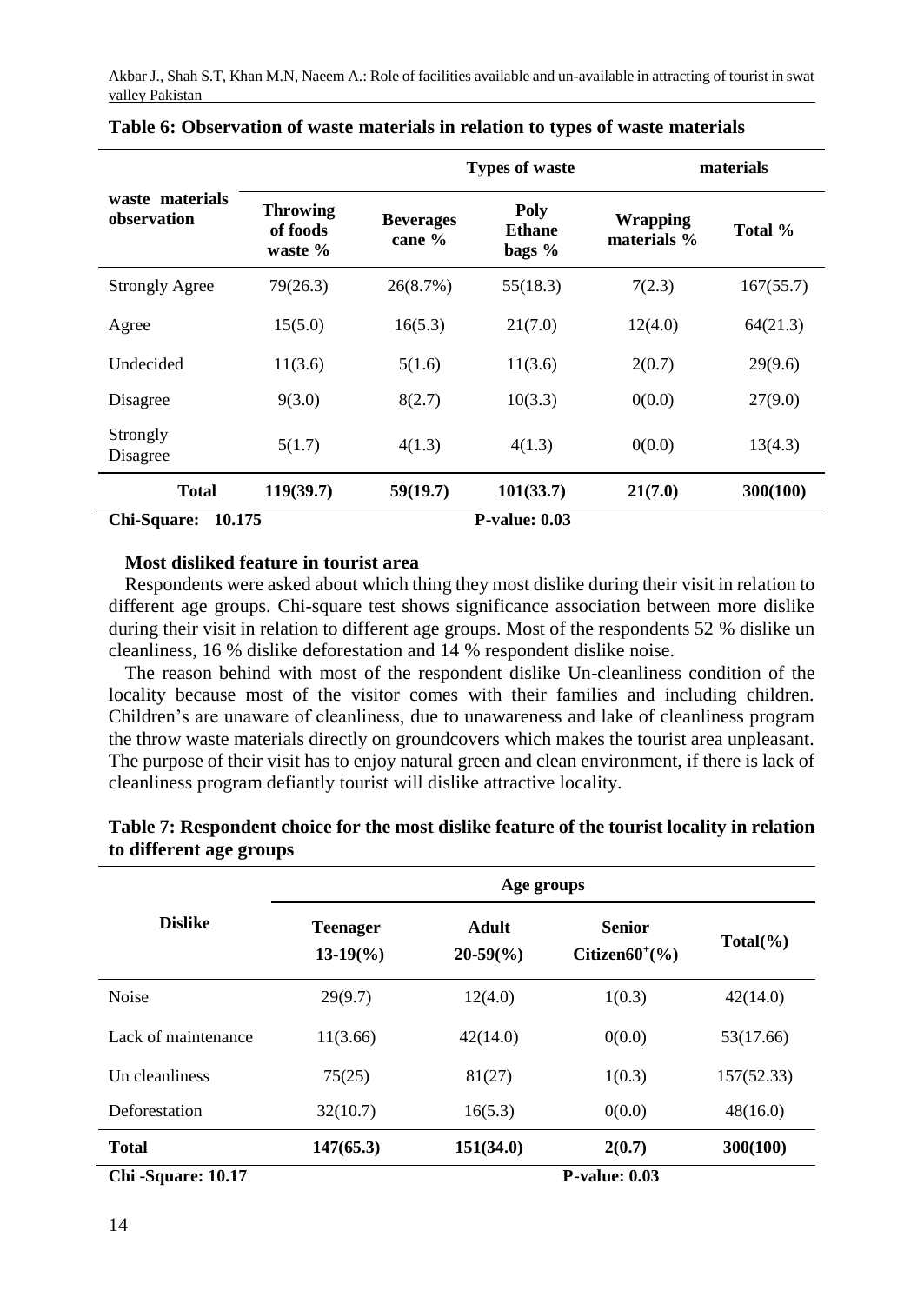**Table 6: Observation of waste materials in relation to types of waste materials**

| waste materials observation | Types of waste | | | materials | |
|---|---|---|---|---|---|
| | Throwing of foods waste % | Beverages cane % | Poly Ethane bags % | Wrapping materials % | Total % |
| Strongly Agree | 79(26.3) | 26(8.7%) | 55(18.3) | 7(2.3) | 167(55.7) |
| Agree | 15(5.0) | 16(5.3) | 21(7.0) | 12(4.0) | 64(21.3) |
| Undecided | 11(3.6) | 5(1.6) | 11(3.6) | 2(0.7) | 29(9.6) |
| Disagree | 9(3.0) | 8(2.7) | 10(3.3) | 0(0.0) | 27(9.0) |
| Strongly Disagree | 5(1.7) | 4(1.3) | 4(1.3) | 0(0.0) | 13(4.3) |
| **Total** | **119(39.7)** | **59(19.7)** | **101(33.7)** | **21(7.0)** | **300(100)** |

**Chi-Square: 10.175** **P-value: 0.03**

### Most disliked feature in tourist area

Respondents were asked about which thing they most dislike during their visit in relation to different age groups. Chi-square test shows significance association between more dislike during their visit in relation to different age groups. Most of the respondents 52 % dislike un cleanliness, 16 % dislike deforestation and 14 % respondent dislike noise.

The reason behind with most of the respondent dislike Un-cleanliness condition of the locality because most of the visitor comes with their families and including children. Children's are unaware of cleanliness, due to unawareness and lake of cleanliness program the throw waste materials directly on groundcovers which makes the tourist area unpleasant. The purpose of their visit has to enjoy natural green and clean environment, if there is lack of cleanliness program defiantly tourist will dislike attractive locality.

**Table 7: Respondent choice for the most dislike feature of the tourist locality in relation to different age groups**

| Dislike | Age groups | | | |
|---|---|---|---|---|
| | Teenager 13-19(%) | Adult 20-59(%) | Senior Citizen60$^{+}$(%) | Total(%) |
| Noise | 29(9.7) | 12(4.0) | 1(0.3) | 42(14.0) |
| Lack of maintenance | 11(3.66) | 42(14.0) | 0(0.0) | 53(17.66) |
| Un cleanliness | 75(25) | 81(27) | 1(0.3) | 157(52.33) |
| Deforestation | 32(10.7) | 16(5.3) | 0(0.0) | 48(16.0) |
| **Total** | **147(65.3)** | **151(34.0)** | **2(0.7)** | **300(100)** |

**Chi -Square: 10.17** **P-value: 0.03**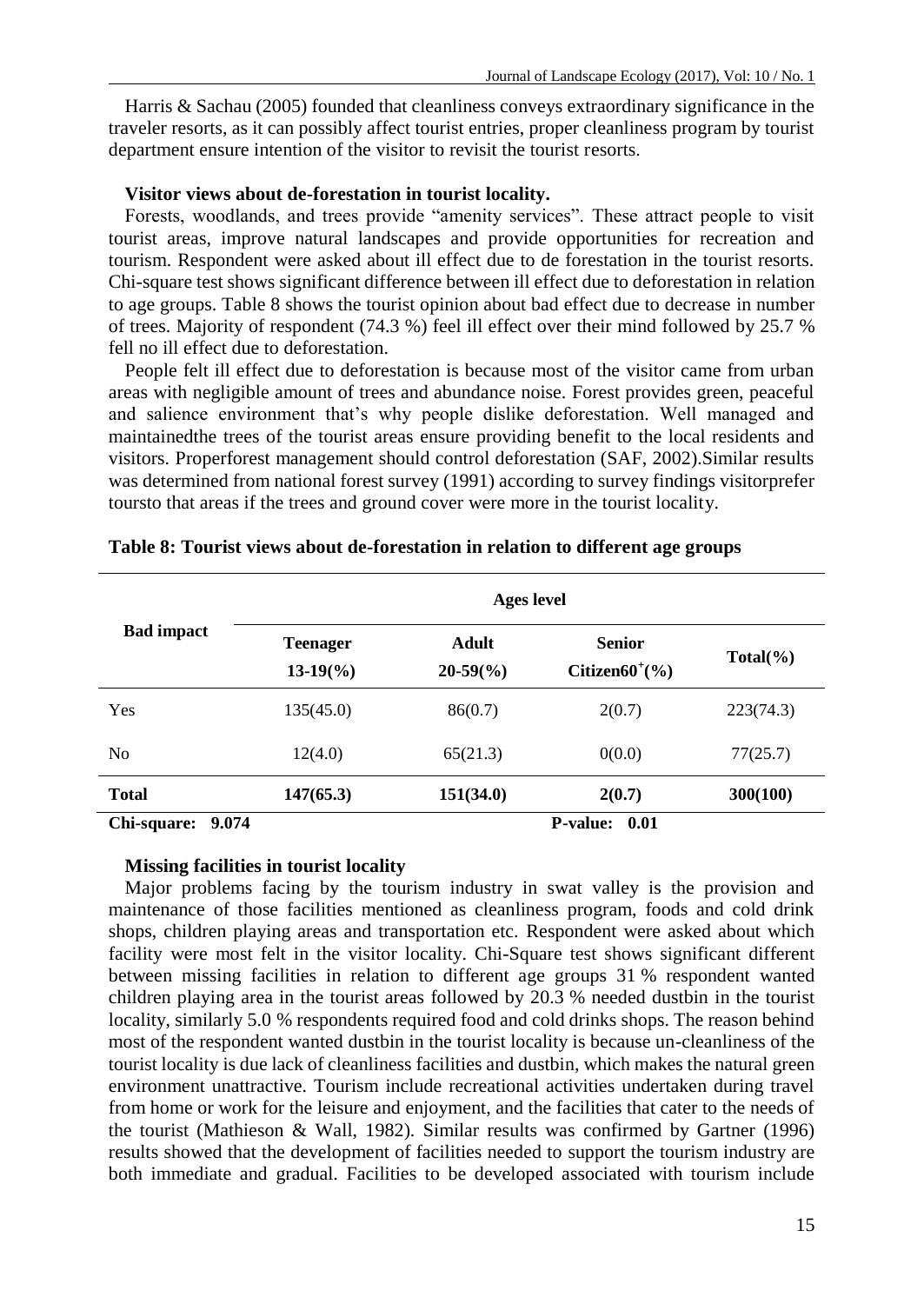Harris & Sachau (2005) founded that cleanliness conveys extraordinary significance in the traveler resorts, as it can possibly affect tourist entries, proper cleanliness program by tourist department ensure intention of the visitor to revisit the tourist resorts.

### Visitor views about de-forestation in tourist locality.

Forests, woodlands, and trees provide "amenity services". These attract people to visit tourist areas, improve natural landscapes and provide opportunities for recreation and tourism. Respondent were asked about ill effect due to de forestation in the tourist resorts. Chi-square test shows significant difference between ill effect due to deforestation in relation to age groups. Table 8 shows the tourist opinion about bad effect due to decrease in number of trees. Majority of respondent (74.3 %) feel ill effect over their mind followed by 25.7 % fell no ill effect due to deforestation.

People felt ill effect due to deforestation is because most of the visitor came from urban areas with negligible amount of trees and abundance noise. Forest provides green, peaceful and salience environment that's why people dislike deforestation. Well managed and maintainedthe trees of the tourist areas ensure providing benefit to the local residents and visitors. Properforest management should control deforestation (SAF, 2002).Similar results was determined from national forest survey (1991) according to survey findings visitorprefer toursto that areas if the trees and ground cover were more in the tourist locality.

**Table 8: Tourist views about de-forestation in relation to different age groups**

| Bad impact | Ages level | | | |
|---|---|---|---|---|
| | Teenager 13-19(%) | Adult 20-59(%) | Senior Citizen60$^+$(%) | Total(%) |
| Yes | 135(45.0) | 86(0.7) | 2(0.7) | 223(74.3) |
| No | 12(4.0) | 65(21.3) | 0(0.0) | 77(25.7) |
| **Total** | **147(65.3)** | **151(34.0)** | **2(0.7)** | **300(100)** |

**Chi-square: 9.074** **P-value: 0.01**

### Missing facilities in tourist locality

Major problems facing by the tourism industry in swat valley is the provision and maintenance of those facilities mentioned as cleanliness program, foods and cold drink shops, children playing areas and transportation etc. Respondent were asked about which facility were most felt in the visitor locality. Chi-Square test shows significant different between missing facilities in relation to different age groups 31 % respondent wanted children playing area in the tourist areas followed by 20.3 % needed dustbin in the tourist locality, similarly 5.0 % respondents required food and cold drinks shops. The reason behind most of the respondent wanted dustbin in the tourist locality is because un-cleanliness of the tourist locality is due lack of cleanliness facilities and dustbin, which makes the natural green environment unattractive. Tourism include recreational activities undertaken during travel from home or work for the leisure and enjoyment, and the facilities that cater to the needs of the tourist (Mathieson & Wall, 1982). Similar results was confirmed by Gartner (1996) results showed that the development of facilities needed to support the tourism industry are both immediate and gradual. Facilities to be developed associated with tourism include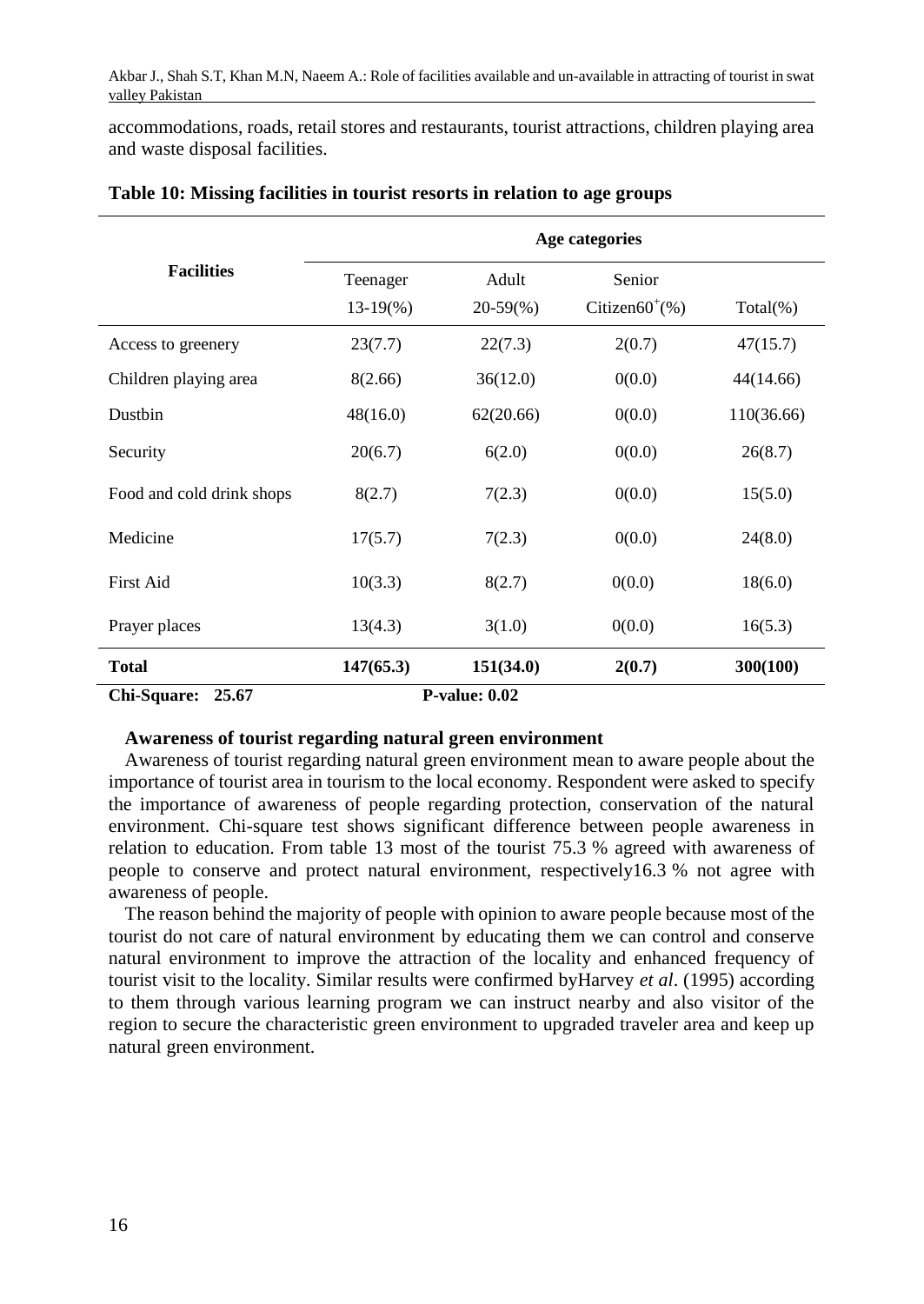accommodations, roads, retail stores and restaurants, tourist attractions, children playing area and waste disposal facilities.

**Table 10: Missing facilities in tourist resorts in relation to age groups**

| Facilities | Age categories | | | |
|---|---|---|---|---|
| | Teenager 13-19(%) | Adult 20-59(%) | Senior Citizen60$^{+}$(%) | Total(%) |
| Access to greenery | 23(7.7) | 22(7.3) | 2(0.7) | 47(15.7) |
| Children playing area | 8(2.66) | 36(12.0) | 0(0.0) | 44(14.66) |
| Dustbin | 48(16.0) | 62(20.66) | 0(0.0) | 110(36.66) |
| Security | 20(6.7) | 6(2.0) | 0(0.0) | 26(8.7) |
| Food and cold drink shops | 8(2.7) | 7(2.3) | 0(0.0) | 15(5.0) |
| Medicine | 17(5.7) | 7(2.3) | 0(0.0) | 24(8.0) |
| First Aid | 10(3.3) | 8(2.7) | 0(0.0) | 18(6.0) |
| Prayer places | 13(4.3) | 3(1.0) | 0(0.0) | 16(5.3) |
| **Total** | **147(65.3)** | **151(34.0)** | **2(0.7)** | **300(100)** |
| **Chi-Square: 25.67** | **P-value: 0.02** | | | |

**Awareness of tourist regarding natural green environment**

Awareness of tourist regarding natural green environment mean to aware people about the importance of tourist area in tourism to the local economy. Respondent were asked to specify the importance of awareness of people regarding protection, conservation of the natural environment. Chi-square test shows significant difference between people awareness in relation to education. From table 13 most of the tourist 75.3 % agreed with awareness of people to conserve and protect natural environment, respectively16.3 % not agree with awareness of people.

The reason behind the majority of people with opinion to aware people because most of the tourist do not care of natural environment by educating them we can control and conserve natural environment to improve the attraction of the locality and enhanced frequency of tourist visit to the locality. Similar results were confirmed byHarvey *et al*. (1995) according to them through various learning program we can instruct nearby and also visitor of the region to secure the characteristic green environment to upgraded traveler area and keep up natural green environment.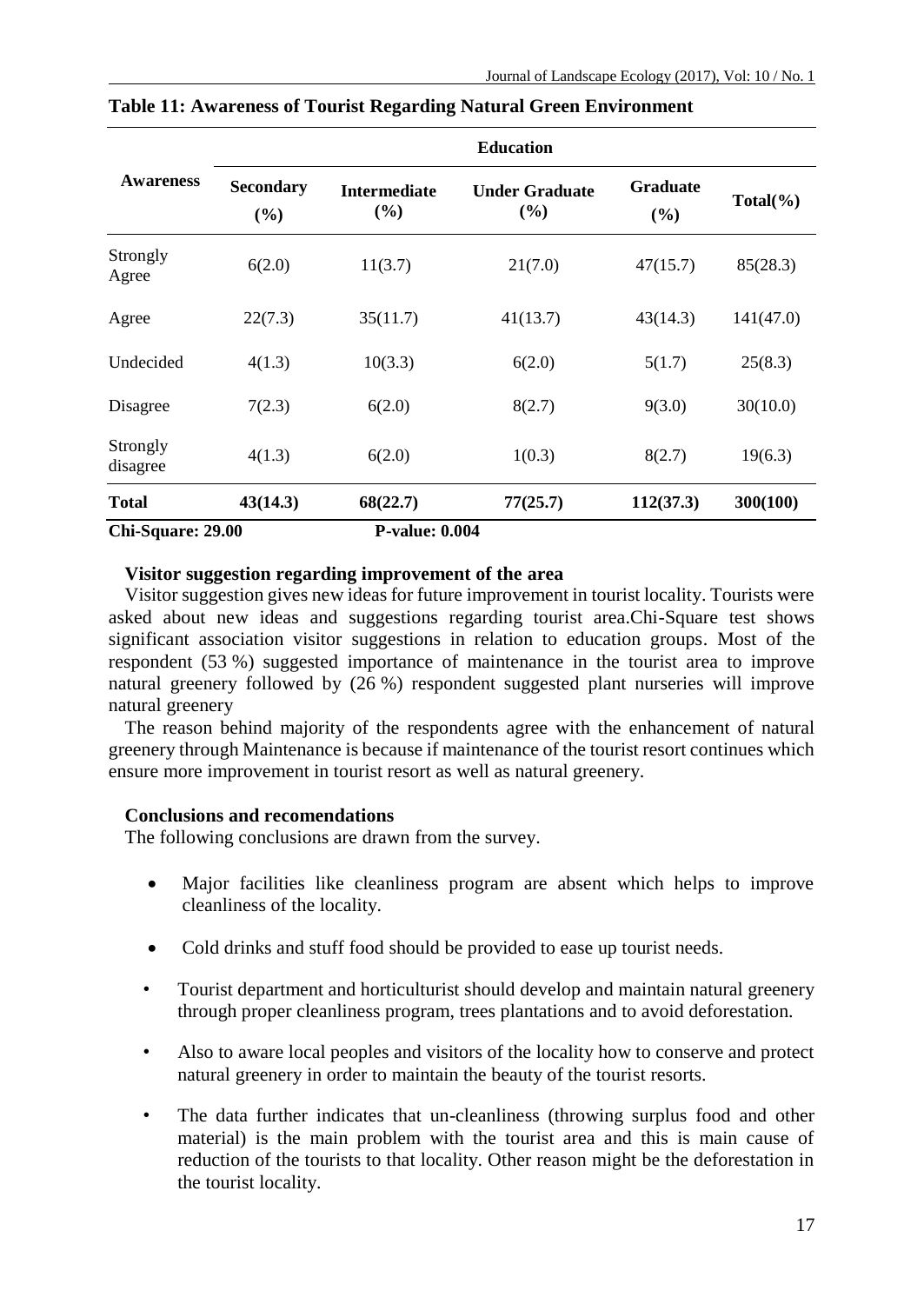**Table 11: Awareness of Tourist Regarding Natural Green Environment**

| Awareness | Education | | | | |
|---|---|---|---|---|---|
| | Secondary (%) | Intermediate (%) | Under Graduate (%) | Graduate (%) | Total(%) |
| Strongly Agree | 6(2.0) | 11(3.7) | 21(7.0) | 47(15.7) | 85(28.3) |
| Agree | 22(7.3) | 35(11.7) | 41(13.7) | 43(14.3) | 141(47.0) |
| Undecided | 4(1.3) | 10(3.3) | 6(2.0) | 5(1.7) | 25(8.3) |
| Disagree | 7(2.3) | 6(2.0) | 8(2.7) | 9(3.0) | 30(10.0) |
| Strongly disagree | 4(1.3) | 6(2.0) | 1(0.3) | 8(2.7) | 19(6.3) |
| **Total** | **43(14.3)** | **68(22.7)** | **77(25.7)** | **112(37.3)** | **300(100)** |

**Chi-Square: 29.00** **P-value: 0.004**

**Visitor suggestion regarding improvement of the area**

Visitor suggestion gives new ideas for future improvement in tourist locality. Tourists were asked about new ideas and suggestions regarding tourist area.Chi-Square test shows significant association visitor suggestions in relation to education groups. Most of the respondent (53 %) suggested importance of maintenance in the tourist area to improve natural greenery followed by (26 %) respondent suggested plant nurseries will improve natural greenery

The reason behind majority of the respondents agree with the enhancement of natural greenery through Maintenance is because if maintenance of the tourist resort continues which ensure more improvement in tourist resort as well as natural greenery.

**Conclusions and recomendations**

The following conclusions are drawn from the survey.

- Major facilities like cleanliness program are absent which helps to improve cleanliness of the locality.
- Cold drinks and stuff food should be provided to ease up tourist needs.
- Tourist department and horticulturist should develop and maintain natural greenery through proper cleanliness program, trees plantations and to avoid deforestation.
- Also to aware local peoples and visitors of the locality how to conserve and protect natural greenery in order to maintain the beauty of the tourist resorts.
- The data further indicates that un-cleanliness (throwing surplus food and other material) is the main problem with the tourist area and this is main cause of reduction of the tourists to that locality. Other reason might be the deforestation in the tourist locality.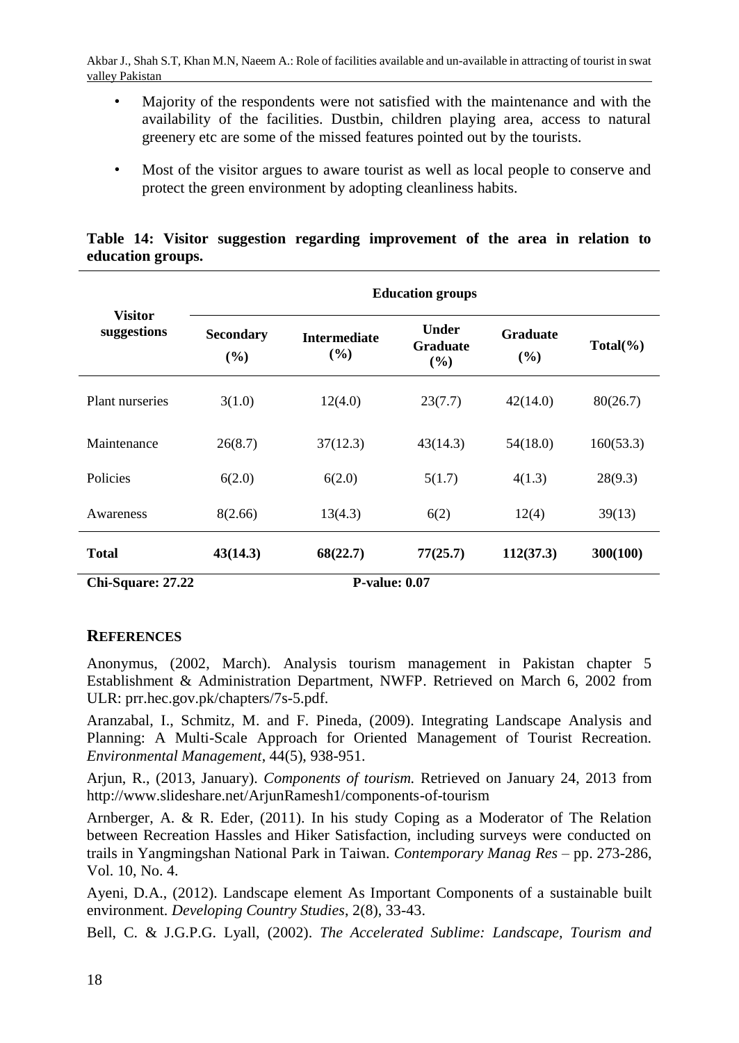- Majority of the respondents were not satisfied with the maintenance and with the availability of the facilities. Dustbin, children playing area, access to natural greenery etc are some of the missed features pointed out by the tourists.
- Most of the visitor argues to aware tourist as well as local people to conserve and protect the green environment by adopting cleanliness habits.

**Table 14: Visitor suggestion regarding improvement of the area in relation to education groups.**

| Visitor suggestions | Education groups | | | | |
|---|---|---|---|---|---|
| | Secondary (%) | Intermediate (%) | Under Graduate (%) | Graduate (%) | Total(%) |
| Plant nurseries | 3(1.0) | 12(4.0) | 23(7.7) | 42(14.0) | 80(26.7) |
| Maintenance | 26(8.7) | 37(12.3) | 43(14.3) | 54(18.0) | 160(53.3) |
| Policies | 6(2.0) | 6(2.0) | 5(1.7) | 4(1.3) | 28(9.3) |
| Awareness | 8(2.66) | 13(4.3) | 6(2) | 12(4) | 39(13) |
| **Total** | **43(14.3)** | **68(22.7)** | **77(25.7)** | **112(37.3)** | **300(100)** |

**Chi-Square: 27.22** **P-value: 0.07**

## REFERENCES

Anonymus, (2002, March). Analysis tourism management in Pakistan chapter 5 Establishment & Administration Department, NWFP. Retrieved on March 6, 2002 from ULR: prr.hec.gov.pk/chapters/7s-5.pdf.

Aranzabal, I., Schmitz, M. and F. Pineda, (2009). Integrating Landscape Analysis and Planning: A Multi-Scale Approach for Oriented Management of Tourist Recreation. *Environmental Management*, 44(5), 938-951.

Arjun, R., (2013, January). *Components of tourism.* Retrieved on January 24, 2013 from http://www.slideshare.net/ArjunRamesh1/components-of-tourism

Arnberger, A. & R. Eder, (2011). In his study Coping as a Moderator of The Relation between Recreation Hassles and Hiker Satisfaction, including surveys were conducted on trails in Yangmingshan National Park in Taiwan. *Contemporary Manag Res* – pp. 273-286, Vol. 10, No. 4.

Ayeni, D.A., (2012). Landscape element As Important Components of a sustainable built environment. *Developing Country Studies*, 2(8), 33-43.

Bell, C. & J.G.P.G. Lyall, (2002). *The Accelerated Sublime: Landscape, Tourism and*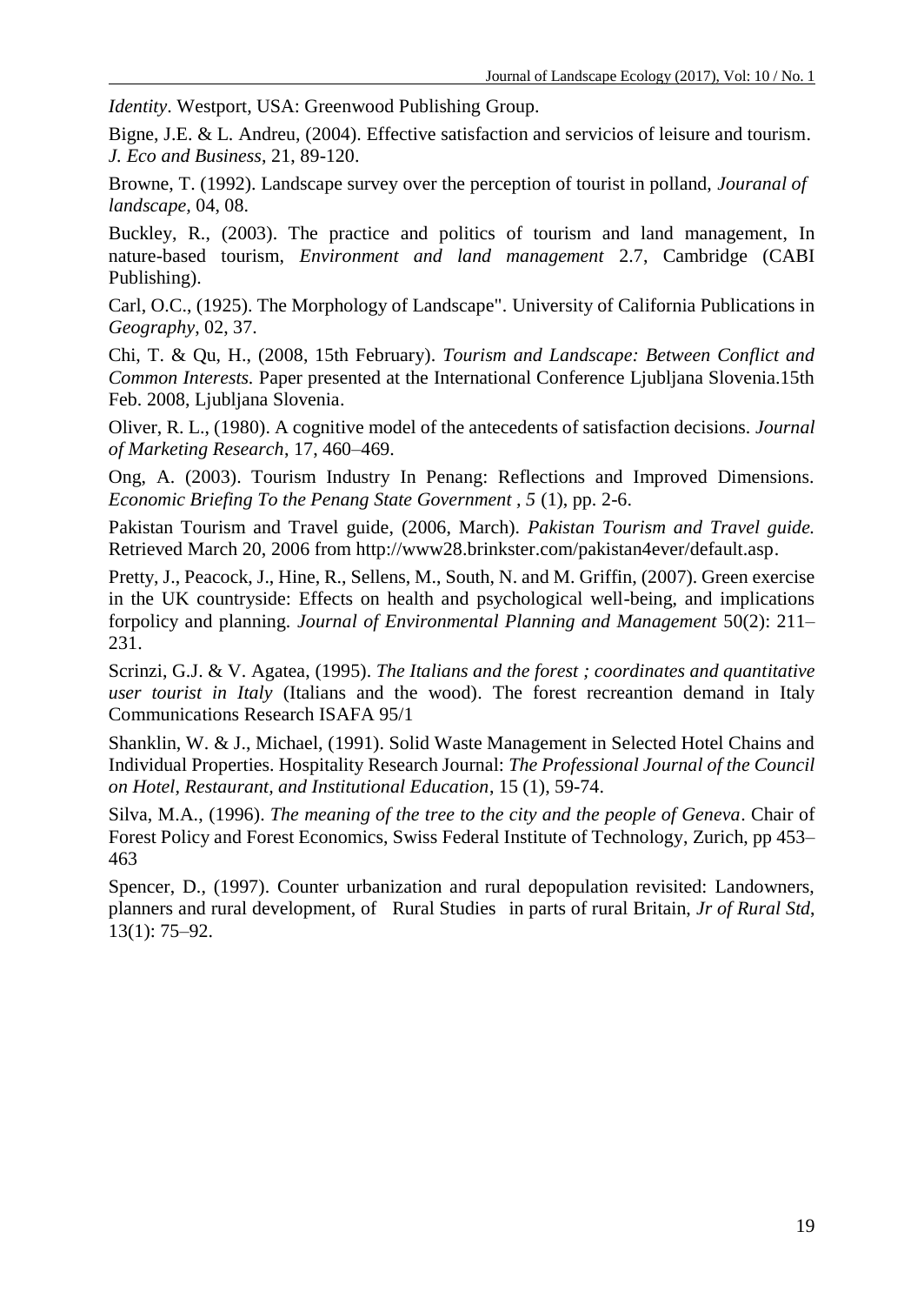*Identity*. Westport, USA: Greenwood Publishing Group.

Bigne, J.E. & L. Andreu, (2004). Effective satisfaction and servicios of leisure and tourism. *J. Eco and Business*, 21, 89-120.

Browne, T. (1992). Landscape survey over the perception of tourist in polland, *Jouranal of landscape,* 04, 08.

Buckley, R., (2003). The practice and politics of tourism and land management, In nature-based tourism, *Environment and land management* 2.7, Cambridge (CABI Publishing).

Carl, O.C., (1925). The Morphology of Landscape". University of California Publications in *Geography*, 02, 37.

Chi, T. & Qu, H., (2008, 15th February). *Tourism and Landscape: Between Conflict and Common Interests.* Paper presented at the International Conference Ljubljana Slovenia.15th Feb. 2008, Ljubljana Slovenia.

Oliver, R. L., (1980). A cognitive model of the antecedents of satisfaction decisions. *Journal of Marketing Research*, 17, 460–469.

Ong, A. (2003). Tourism Industry In Penang: Reflections and Improved Dimensions. *Economic Briefing To the Penang State Government , 5* (1), pp. 2-6.

Pakistan Tourism and Travel guide, (2006, March). *Pakistan Tourism and Travel guide.* Retrieved March 20, 2006 from http://www28.brinkster.com/pakistan4ever/default.asp.

Pretty, J., Peacock, J., Hine, R., Sellens, M., South, N. and M. Griffin, (2007). Green exercise in the UK countryside: Effects on health and psychological well-being, and implications forpolicy and planning. *Journal of Environmental Planning and Management* 50(2): 211–231.

Scrinzi, G.J. & V. Agatea, (1995). *The Italians and the forest ; coordinates and quantitative user tourist in Italy* (Italians and the wood). The forest recreantion demand in Italy Communications Research ISAFA 95/1

Shanklin, W. & J., Michael, (1991). Solid Waste Management in Selected Hotel Chains and Individual Properties. Hospitality Research Journal: *The Professional Journal of the Council on Hotel, Restaurant, and Institutional Education*, 15 (1), 59-74.

Silva, M.A., (1996). *The meaning of the tree to the city and the people of Geneva*. Chair of Forest Policy and Forest Economics, Swiss Federal Institute of Technology, Zurich, pp 453–463

Spencer, D., (1997). Counter urbanization and rural depopulation revisited: Landowners, planners and rural development, of Rural Studies in parts of rural Britain, *Jr of Rural Std*, 13(1): 75–92.